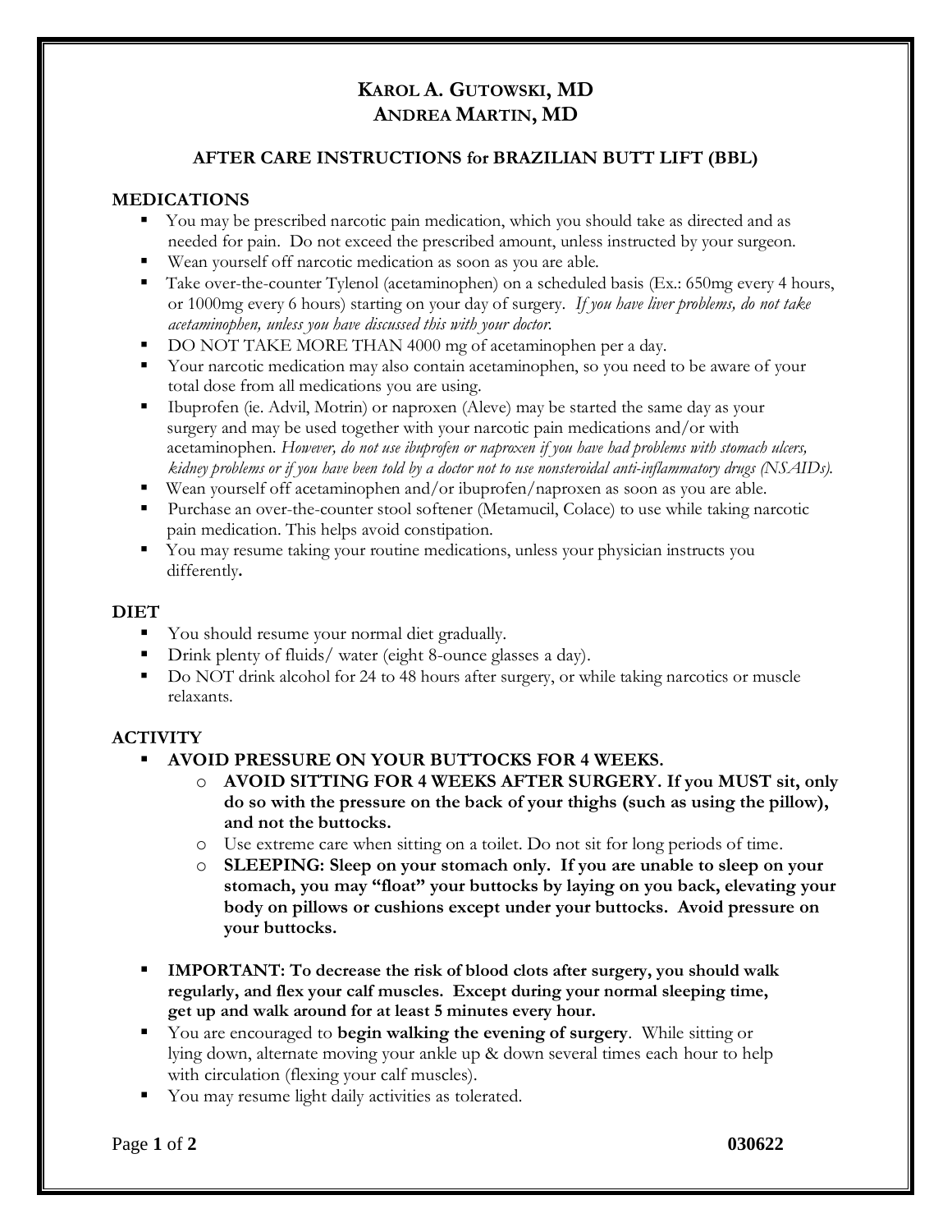# KAROL A. GUTOWSKI, MD
# ANDREA MARTIN, MD

## AFTER CARE INSTRUCTIONS for BRAZILIAN BUTT LIFT (BBL)

### MEDICATIONS

- You may be prescribed narcotic pain medication, which you should take as directed and as needed for pain. Do not exceed the prescribed amount, unless instructed by your surgeon.
- Wean yourself off narcotic medication as soon as you are able.
- Take over-the-counter Tylenol (acetaminophen) on a scheduled basis (Ex.: 650mg every 4 hours, or 1000mg every 6 hours) starting on your day of surgery. *If you have liver problems, do not take acetaminophen, unless you have discussed this with your doctor.*
- DO NOT TAKE MORE THAN 4000 mg of acetaminophen per a day.
- Your narcotic medication may also contain acetaminophen, so you need to be aware of your total dose from all medications you are using.
- Ibuprofen (ie. Advil, Motrin) or naproxen (Aleve) may be started the same day as your surgery and may be used together with your narcotic pain medications and/or with acetaminophen. *However, do not use ibuprofen or naproxen if you have had problems with stomach ulcers, kidney problems or if you have been told by a doctor not to use nonsteroidal anti-inflammatory drugs (NSAIDs).*
- Wean yourself off acetaminophen and/or ibuprofen/naproxen as soon as you are able.
- Purchase an over-the-counter stool softener (Metamucil, Colace) to use while taking narcotic pain medication. This helps avoid constipation.
- You may resume taking your routine medications, unless your physician instructs you differently**.**

### DIET

- You should resume your normal diet gradually.
- Drink plenty of fluids/ water (eight 8-ounce glasses a day).
- Do NOT drink alcohol for 24 to 48 hours after surgery, or while taking narcotics or muscle relaxants.

### ACTIVITY

- **AVOID PRESSURE ON YOUR BUTTOCKS FOR 4 WEEKS.**
  - **AVOID SITTING FOR 4 WEEKS AFTER SURGERY. If you MUST sit, only do so with the pressure on the back of your thighs (such as using the pillow), and not the buttocks.**
  - Use extreme care when sitting on a toilet. Do not sit for long periods of time.
  - **SLEEPING: Sleep on your stomach only. If you are unable to sleep on your stomach, you may "float" your buttocks by laying on you back, elevating your body on pillows or cushions except under your buttocks. Avoid pressure on your buttocks.**
- **IMPORTANT: To decrease the risk of blood clots after surgery, you should walk regularly, and flex your calf muscles. Except during your normal sleeping time, get up and walk around for at least 5 minutes every hour.**
- You are encouraged to **begin walking the evening of surgery**. While sitting or lying down, alternate moving your ankle up & down several times each hour to help with circulation (flexing your calf muscles).
- You may resume light daily activities as tolerated.

030622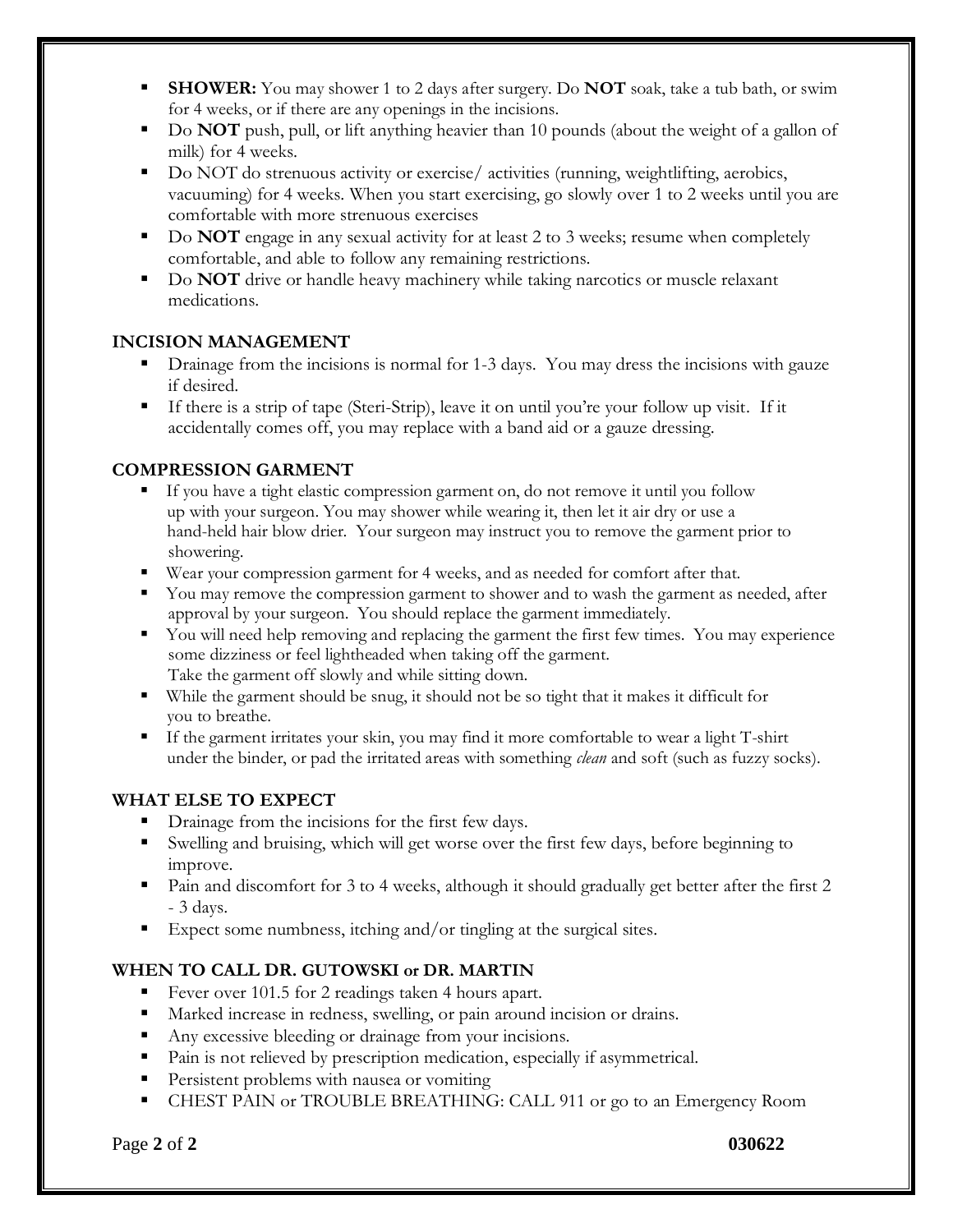- **SHOWER:** You may shower 1 to 2 days after surgery. Do **NOT** soak, take a tub bath, or swim for 4 weeks, or if there are any openings in the incisions.
- Do **NOT** push, pull, or lift anything heavier than 10 pounds (about the weight of a gallon of milk) for 4 weeks.
- Do NOT do strenuous activity or exercise/ activities (running, weightlifting, aerobics, vacuuming) for 4 weeks. When you start exercising, go slowly over 1 to 2 weeks until you are comfortable with more strenuous exercises
- Do **NOT** engage in any sexual activity for at least 2 to 3 weeks; resume when completely comfortable, and able to follow any remaining restrictions.
- Do **NOT** drive or handle heavy machinery while taking narcotics or muscle relaxant medications.

## INCISION MANAGEMENT

- Drainage from the incisions is normal for 1-3 days. You may dress the incisions with gauze if desired.
- If there is a strip of tape (Steri-Strip), leave it on until you're your follow up visit. If it accidentally comes off, you may replace with a band aid or a gauze dressing.

## COMPRESSION GARMENT

- If you have a tight elastic compression garment on, do not remove it until you follow up with your surgeon. You may shower while wearing it, then let it air dry or use a hand-held hair blow drier. Your surgeon may instruct you to remove the garment prior to showering.
- Wear your compression garment for 4 weeks, and as needed for comfort after that.
- You may remove the compression garment to shower and to wash the garment as needed, after approval by your surgeon. You should replace the garment immediately.
- You will need help removing and replacing the garment the first few times. You may experience some dizziness or feel lightheaded when taking off the garment. Take the garment off slowly and while sitting down.
- While the garment should be snug, it should not be so tight that it makes it difficult for you to breathe.
- If the garment irritates your skin, you may find it more comfortable to wear a light T-shirt under the binder, or pad the irritated areas with something *clean* and soft (such as fuzzy socks).

## WHAT ELSE TO EXPECT

- Drainage from the incisions for the first few days.
- Swelling and bruising, which will get worse over the first few days, before beginning to improve.
- Pain and discomfort for 3 to 4 weeks, although it should gradually get better after the first 2 - 3 days.
- Expect some numbness, itching and/or tingling at the surgical sites.

## WHEN TO CALL DR. GUTOWSKI or DR. MARTIN

- Fever over 101.5 for 2 readings taken 4 hours apart.
- Marked increase in redness, swelling, or pain around incision or drains.
- Any excessive bleeding or drainage from your incisions.
- Pain is not relieved by prescription medication, especially if asymmetrical.
- Persistent problems with nausea or vomiting
- CHEST PAIN or TROUBLE BREATHING: CALL 911 or go to an Emergency Room

030622